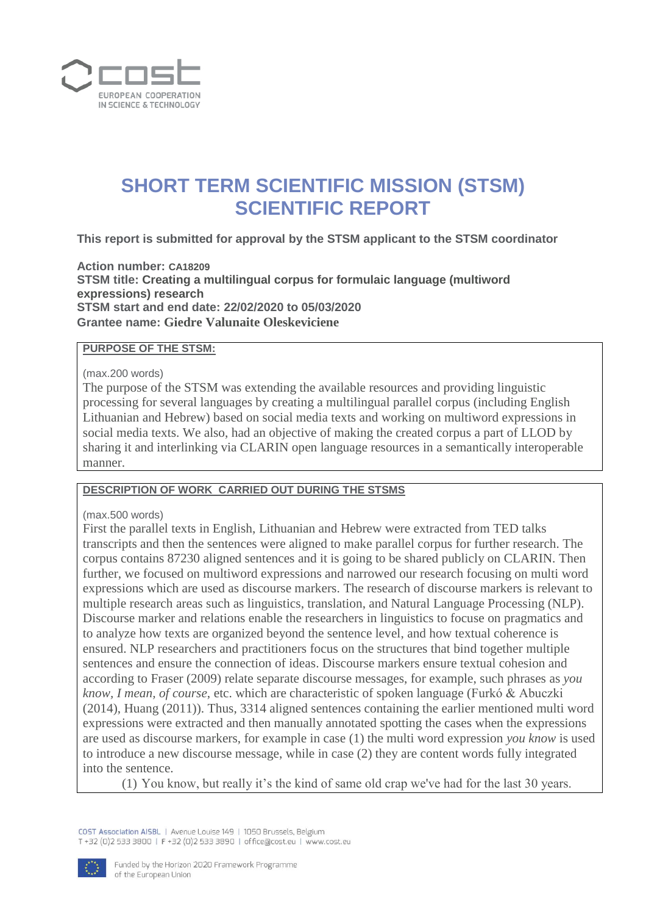# SHORT TERM SCIENTIFIC MISSION (STSM) SCIENTIFIC REPORT

**This report is submitted for approval by the STSM applicant to the STSM coordinator**

**Action number: CA18209**
**STSM title: Creating a multilingual corpus for formulaic language (multiword expressions) research**
**STSM start and end date: 22/02/2020 to 05/03/2020**
**Grantee name: Giedre Valunaite Oleskeviciene**

## PURPOSE OF THE STSM:

(max.200 words)

The purpose of the STSM was extending the available resources and providing linguistic processing for several languages by creating a multilingual parallel corpus (including English Lithuanian and Hebrew) based on social media texts and working on multiword expressions in social media texts. We also, had an objective of making the created corpus a part of LLOD by sharing it and interlinking via CLARIN open language resources in a semantically interoperable manner.

## DESCRIPTION OF WORK CARRIED OUT DURING THE STSMS

(max.500 words)

First the parallel texts in English, Lithuanian and Hebrew were extracted from TED talks transcripts and then the sentences were aligned to make parallel corpus for further research. The corpus contains 87230 aligned sentences and it is going to be shared publicly on CLARIN. Then further, we focused on multiword expressions and narrowed our research focusing on multi word expressions which are used as discourse markers. The research of discourse markers is relevant to multiple research areas such as linguistics, translation, and Natural Language Processing (NLP). Discourse marker and relations enable the researchers in linguistics to focuse on pragmatics and to analyze how texts are organized beyond the sentence level, and how textual coherence is ensured. NLP researchers and practitioners focus on the structures that bind together multiple sentences and ensure the connection of ideas. Discourse markers ensure textual cohesion and according to Fraser (2009) relate separate discourse messages, for example, such phrases as *you know, I mean, of course*, etc. which are characteristic of spoken language (Furkó & Abuczki (2014), Huang (2011)). Thus, 3314 aligned sentences containing the earlier mentioned multi word expressions were extracted and then manually annotated spotting the cases when the expressions are used as discourse markers, for example in case (1) the multi word expression *you know* is used to introduce a new discourse message, while in case (2) they are content words fully integrated into the sentence.

(1) You know, but really it's the kind of same old crap we've had for the last 30 years.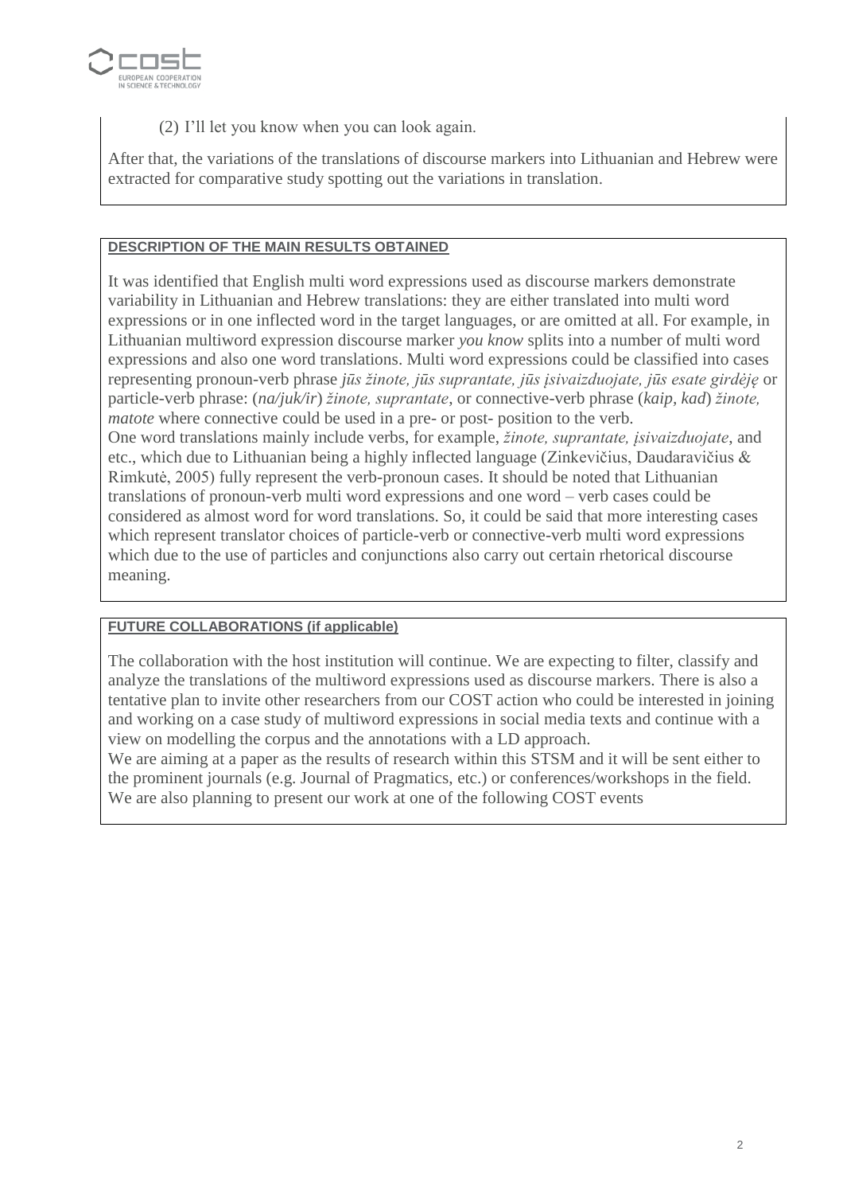(2) I’ll let you know when you can look again.

After that, the variations of the translations of discourse markers into Lithuanian and Hebrew were extracted for comparative study spotting out the variations in translation.

## DESCRIPTION OF THE MAIN RESULTS OBTAINED

It was identified that English multi word expressions used as discourse markers demonstrate variability in Lithuanian and Hebrew translations: they are either translated into multi word expressions or in one inflected word in the target languages, or are omitted at all. For example, in Lithuanian multiword expression discourse marker *you know* splits into a number of multi word expressions and also one word translations. Multi word expressions could be classified into cases representing pronoun-verb phrase *jūs žinote, jūs suprantate, jūs įsivaizduojate, jūs esate girdėję* or particle-verb phrase: (*na/juk/ir*) *žinote, suprantate*, or connective-verb phrase (*kaip, kad*) *žinote, matote* where connective could be used in a pre- or post- position to the verb.
One word translations mainly include verbs, for example, *žinote, suprantate, įsivaizduojate*, and etc., which due to Lithuanian being a highly inflected language (Zinkevičius, Daudaravičius & Rimkutė, 2005) fully represent the verb-pronoun cases. It should be noted that Lithuanian translations of pronoun-verb multi word expressions and one word – verb cases could be considered as almost word for word translations. So, it could be said that more interesting cases which represent translator choices of particle-verb or connective-verb multi word expressions which due to the use of particles and conjunctions also carry out certain rhetorical discourse meaning.

## FUTURE COLLABORATIONS (if applicable)

The collaboration with the host institution will continue. We are expecting to filter, classify and analyze the translations of the multiword expressions used as discourse markers. There is also a tentative plan to invite other researchers from our COST action who could be interested in joining and working on a case study of multiword expressions in social media texts and continue with a view on modelling the corpus and the annotations with a LD approach.
We are aiming at a paper as the results of research within this STSM and it will be sent either to the prominent journals (e.g. Journal of Pragmatics, etc.) or conferences/workshops in the field. We are also planning to present our work at one of the following COST events